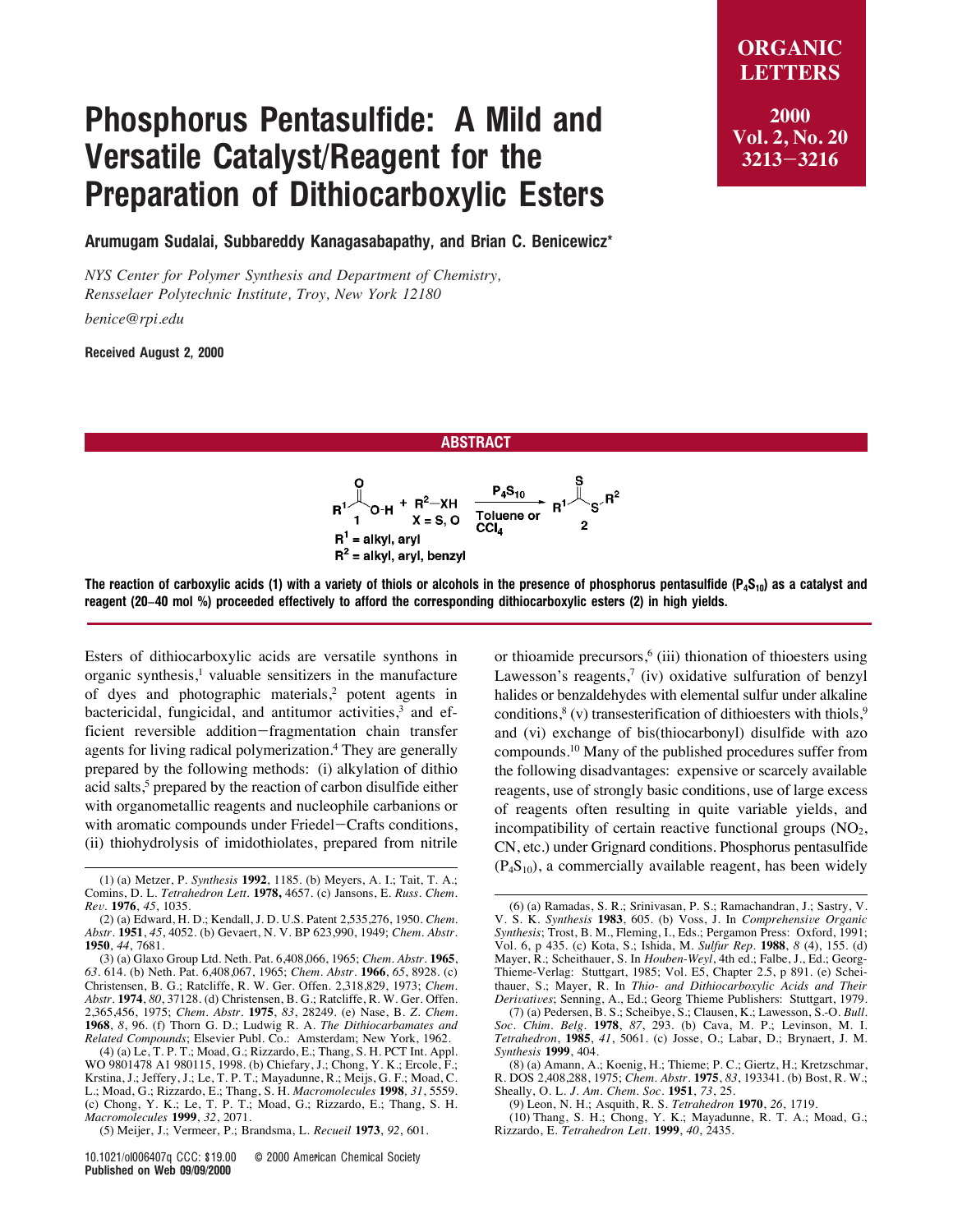# Phosphorus Pentasulfide: A Mild and Versatile Catalyst/Reagent for the Preparation of Dithiocarboxylic Esters

**Arumugam Sudalai, Subbareddy Kanagasabapathy, and Brian C. Benicewicz***

*NYS Center for Polymer Synthesis and Department of Chemistry, Rensselaer Polytechnic Institute, Troy, New York 12180*

*benice@rpi.edu*

**Received August 2, 2000**

## ABSTRACT

$$R^1C(=O)OH\ (\mathbf{1}) + R^2\text{–}XH \xrightarrow[\text{Toluene or } CCl_4]{P_4S_{10}} R^1C(=S)SR^2\ (\mathbf{2})$$

X = S, O

$R^1$ = alkyl, aryl

$R^2$ = alkyl, aryl, benzyl

**The reaction of carboxylic acids (1) with a variety of thiols or alcohols in the presence of phosphorus pentasulfide ($P_4S_{10}$) as a catalyst and reagent (20–40 mol %) proceeded effectively to afford the corresponding dithiocarboxylic esters (2) in high yields.**

Esters of dithiocarboxylic acids are versatile synthons in organic synthesis,[1] valuable sensitizers in the manufacture of dyes and photographic materials,[2] potent agents in bactericidal, fungicidal, and antitumor activities,[3] and efficient reversible addition–fragmentation chain transfer agents for living radical polymerization.[4] They are generally prepared by the following methods: (i) alkylation of dithio acid salts,[5] prepared by the reaction of carbon disulfide either with organometallic reagents and nucleophile carbanions or with aromatic compounds under Friedel–Crafts conditions, (ii) thiohydrolysis of imidothiolates, prepared from nitrile or thioamide precursors,[6] (iii) thionation of thioesters using Lawesson's reagents,[7] (iv) oxidative sulfuration of benzyl halides or benzaldehydes with elemental sulfur under alkaline conditions,[8] (v) transesterification of dithioesters with thiols,[9] and (vi) exchange of bis(thiocarbonyl) disulfide with azo compounds.[10] Many of the published procedures suffer from the following disadvantages: expensive or scarcely available reagents, use of strongly basic conditions, use of large excess of reagents often resulting in quite variable yields, and incompatibility of certain reactive functional groups ($NO_2$, CN, etc.) under Grignard conditions. Phosphorus pentasulfide ($P_4S_{10}$), a commercially available reagent, has been widely

---

(1) (a) Metzer, P. *Synthesis* **1992**, 1185. (b) Meyers, A. I.; Tait, T. A.; Comins, D. L. *Tetrahedron Lett.* **1978,** 4657. (c) Jansons, E. *Russ. Chem. Rev.* **1976**, *45*, 1035.

(2) (a) Edward, H. D.; Kendall, J. D. U.S. Patent 2,535,276, 1950. *Chem. Abstr.* **1951**, *45*, 4052. (b) Gevaert, N. V. BP 623,990, 1949; *Chem. Abstr.* **1950**, *44*, 7681.

(3) (a) Glaxo Group Ltd. Neth. Pat. 6,408,066, 1965; *Chem. Abstr.* **1965**, *63*. 614. (b) Neth. Pat. 6,408,067, 1965; *Chem. Abstr.* **1966**, *65*, 8928. (c) Christensen, B. G.; Ratcliffe, R. W. Ger. Offen. 2,318,829, 1973; *Chem. Abstr.* **1974**, *80*, 37128. (d) Christensen, B. G.; Ratcliffe, R. W. Ger. Offen. 2,365,456, 1975; *Chem. Abstr.* **1975**, *83*, 28249. (e) Nase, B. *Z. Chem.* **1968**, *8*, 96. (f) Thorn G. D.; Ludwig R. A. *The Dithiocarbamates and Related Compounds*; Elsevier Publ. Co.: Amsterdam; New York, 1962.

(4) (a) Le, T. P. T.; Moad, G.; Rizzardo, E.; Thang, S. H. PCT Int. Appl. WO 9801478 A1 980115, 1998. (b) Chiefary, J.; Chong, Y. K.; Ercole, F.; Krstina, J.; Jeffery, J.; Le, T. P. T.; Mayadunne, R.; Meijs, G. F.; Moad, C. L.; Moad, G.; Rizzardo, E.; Thang, S. H. *Macromolecules* **1998**, *31*, 5559. (c) Chong, Y. K.; Le, T. P. T.; Moad, G.; Rizzardo, E.; Thang, S. H. *Macromolecules* **1999**, *32*, 2071.

(5) Meijer, J.; Vermeer, P.; Brandsma, L. *Recueil* **1973**, *92*, 601.

(6) (a) Ramadas, S. R.; Srinivasan, P. S.; Ramachandran, J.; Sastry, V. V. S. K. *Synthesis* **1983**, 605. (b) Voss, J. In *Comprehensive Organic Synthesis*; Trost, B. M., Fleming, I., Eds.; Pergamon Press: Oxford, 1991; Vol. 6, p 435. (c) Kota, S.; Ishida, M. *Sulfur Rep.* **1988**, *8* (4), 155. (d) Mayer, R.; Scheithauer, S. In *Houben-Weyl*, 4th ed.; Falbe, J., Ed.; Georg-Thieme-Verlag: Stuttgart, 1985; Vol. E5, Chapter 2.5, p 891. (e) Scheithauer, S.; Mayer, R. In *Thio- and Dithiocarboxylic Acids and Their Derivatives*; Senning, A., Ed.; Georg Thieme Publishers: Stuttgart, 1979.

(7) (a) Pedersen, B. S.; Scheibye, S.; Clausen, K.; Lawesson, S.-O. *Bull. Soc. Chim. Belg.* **1978**, *87*, 293. (b) Cava, M. P.; Levinson, M. I. *Tetrahedron*, **1985**, *41*, 5061. (c) Josse, O.; Labar, D.; Brynaert, J. M. *Synthesis* **1999**, 404.

(8) (a) Amann, A.; Koenig, H.; Thieme; P. C.; Giertz, H.; Kretzschmar, R. DOS 2,408,288, 1975; *Chem. Abstr.* **1975**, *83*, 193341. (b) Bost, R. W.; Shealy, O. L. *J. Am. Chem. Soc.* **1951**, *73*, 25.

(9) Leon, N. H.; Asquith, R. S. *Tetrahedron* **1970**, *26*, 1719.

(10) Thang, S. H.; Chong, Y. K.; Mayadunne, R. T. A.; Moad, G.; Rizzardo, E. *Tetrahedron Lett.* **1999**, *40*, 2435.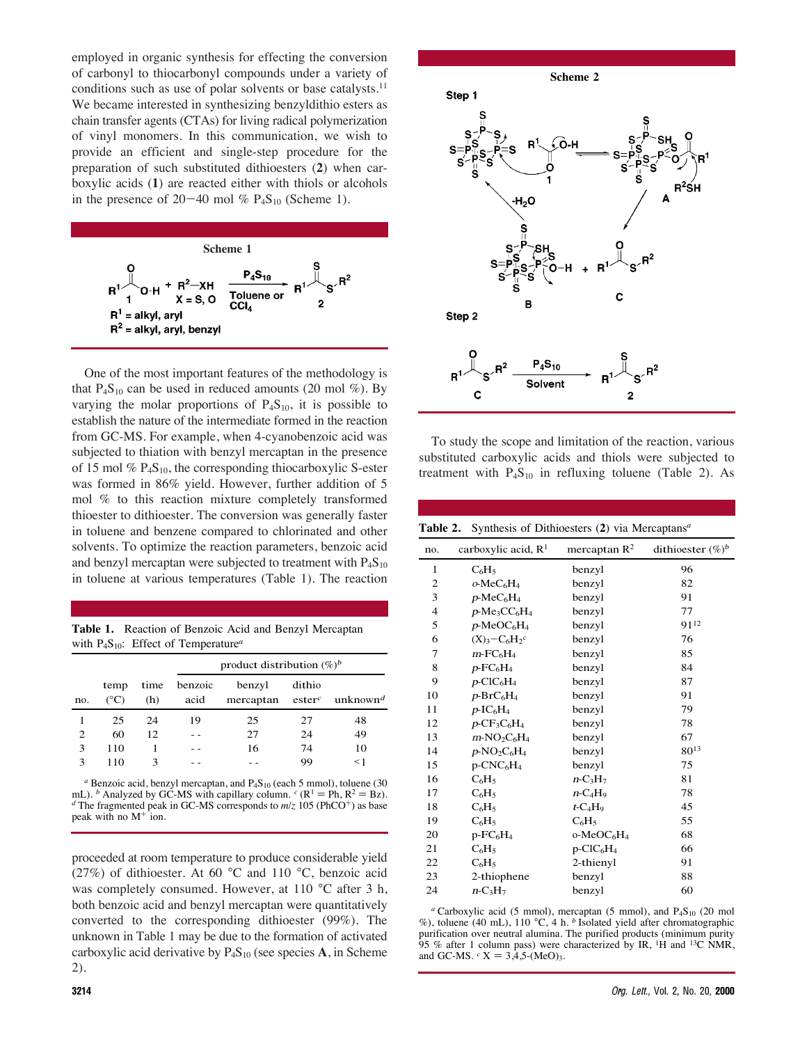employed in organic synthesis for effecting the conversion of carbonyl to thiocarbonyl compounds under a variety of conditions such as use of polar solvents or base catalysts.[11] We became interested in synthesizing benzyldithio esters as chain transfer agents (CTAs) for living radical polymerization of vinyl monomers. In this communication, we wish to provide an efficient and single-step procedure for the preparation of such substituted dithioesters (**2**) when carboxylic acids (**1**) are reacted either with thiols or alcohols in the presence of 20−40 mol % $P_4S_{10}$ (Scheme 1).

**Scheme 1**

$R^1COOH$ (**1**) + $R^2$—XH (X = S, O) $\xrightarrow[\text{Toluene or } CCl_4]{P_4S_{10}}$ $R^1C(S)SR^2$ (**2**)

$R^1$ = alkyl, aryl
$R^2$ = alkyl, aryl, benzyl

One of the most important features of the methodology is that $P_4S_{10}$ can be used in reduced amounts (20 mol %). By varying the molar proportions of $P_4S_{10}$, it is possible to establish the nature of the intermediate formed in the reaction from GC-MS. For example, when 4-cyanobenzoic acid was subjected to thiation with benzyl mercaptan in the presence of 15 mol % $P_4S_{10}$, the corresponding thiocarboxylic S-ester was formed in 86% yield. However, further addition of 5 mol % to this reaction mixture completely transformed thioester to dithioester. The conversion was generally faster in toluene and benzene compared to chlorinated and other solvents. To optimize the reaction parameters, benzoic acid and benzyl mercaptan were subjected to treatment with $P_4S_{10}$ in toluene at various temperatures (Table 1). The reaction proceeded at room temperature to produce considerable yield (27%) of dithioester. At 60 °C and 110 °C, benzoic acid was completely consumed. However, at 110 °C after 3 h, both benzoic acid and benzyl mercaptan were quantitatively converted to the corresponding dithioester (99%). The unknown in Table 1 may be due to the formation of activated carboxylic acid derivative by $P_4S_{10}$ (see species **A**, in Scheme 2).

**Table 1.** Reaction of Benzoic Acid and Benzyl Mercaptan with $P_4S_{10}$: Effect of Temperature[a]

| | | | product distribution (%)[b] | | | |
|---|---|---|---|---|---|---|
| no. | temp (°C) | time (h) | benzoic acid | benzyl mercaptan | dithio ester[c] | unknown[d] |
| 1 | 25 | 24 | 19 | 25 | 27 | 48 |
| 2 | 60 | 12 | - - | 27 | 24 | 49 |
| 3 | 110 | 1 | - - | 16 | 74 | 10 |
| 3 | 110 | 3 | - - | - - | 99 | <1 |

[a] Benzoic acid, benzyl mercaptan, and $P_4S_{10}$ (each 5 mmol), toluene (30 mL). [b] Analyzed by GC-MS with capillary column. [c] ($R^1$ = Ph, $R^2$ = Bz). [d] The fragmented peak in GC-MS corresponds to $m/z$ 105 ($PhCO^+$) as base peak with no $M^+$ ion.

**Scheme 2**

Step 1

$P_4S_{10}$ + $R^1COOH$ (**1**) ⇌ **A** (acyloxy-thiophosphorus species); **A** + $R^2SH$ → **B** + $R^1C(O)SR^2$ (**C**); **B** $\xrightarrow{-H_2O}$ $P_4S_{10}$

Step 2

$R^1C(O)SR^2$ (**C**) $\xrightarrow[\text{Solvent}]{P_4S_{10}}$ $R^1C(S)SR^2$ (**2**)

To study the scope and limitation of the reaction, various substituted carboxylic acids and thiols were subjected to treatment with $P_4S_{10}$ in refluxing toluene (Table 2). As

**Table 2.** Synthesis of Dithioesters (**2**) via Mercaptans[a]

| no. | carboxylic acid, $R^1$ | mercaptan $R^2$ | dithioester (%)[b] |
|---|---|---|---|
| 1 | $C_6H_5$ | benzyl | 96 |
| 2 | $o$-$MeC_6H_4$ | benzyl | 82 |
| 3 | $p$-$MeC_6H_4$ | benzyl | 91 |
| 4 | $p$-$Me_3CC_6H_4$ | benzyl | 77 |
| 5 | $p$-$MeOC_6H_4$ | benzyl | 91[12] |
| 6 | $(X)_3-C_6H_2$[c] | benzyl | 76 |
| 7 | $m$-$FC_6H_4$ | benzyl | 85 |
| 8 | $p$-$FC_6H_4$ | benzyl | 84 |
| 9 | $p$-$ClC_6H_4$ | benzyl | 87 |
| 10 | $p$-$BrC_6H_4$ | benzyl | 91 |
| 11 | $p$-$IC_6H_4$ | benzyl | 79 |
| 12 | $p$-$CF_3C_6H_4$ | benzyl | 78 |
| 13 | $m$-$NO_2C_6H_4$ | benzyl | 67 |
| 14 | $p$-$NO_2C_6H_4$ | benzyl | 80[13] |
| 15 | p-$CNC_6H_4$ | benzyl | 75 |
| 16 | $C_6H_5$ | $n$-$C_3H_7$ | 81 |
| 17 | $C_6H_5$ | $n$-$C_4H_9$ | 78 |
| 18 | $C_6H_5$ | $t$-$C_4H_9$ | 45 |
| 19 | $C_6H_5$ | $C_6H_5$ | 55 |
| 20 | p-$FC_6H_4$ | o-$MeOC_6H_4$ | 68 |
| 21 | $C_6H_5$ | p-$ClC_6H_4$ | 66 |
| 22 | $C_6H_5$ | 2-thienyl | 91 |
| 23 | 2-thiophene | benzyl | 88 |
| 24 | $n$-$C_3H_7$ | benzyl | 60 |

[a] Carboxylic acid (5 mmol), mercaptan (5 mmol), and $P_4S_{10}$ (20 mol %), toluene (40 mL), 110 °C, 4 h. [b] Isolated yield after chromatographic purification over neutral alumina. The purified products (minimum purity 95 % after 1 column pass) were characterized by IR, $^1$H and $^{13}$C NMR, and GC-MS. [c] X = 3,4,5-(MeO)$_3$.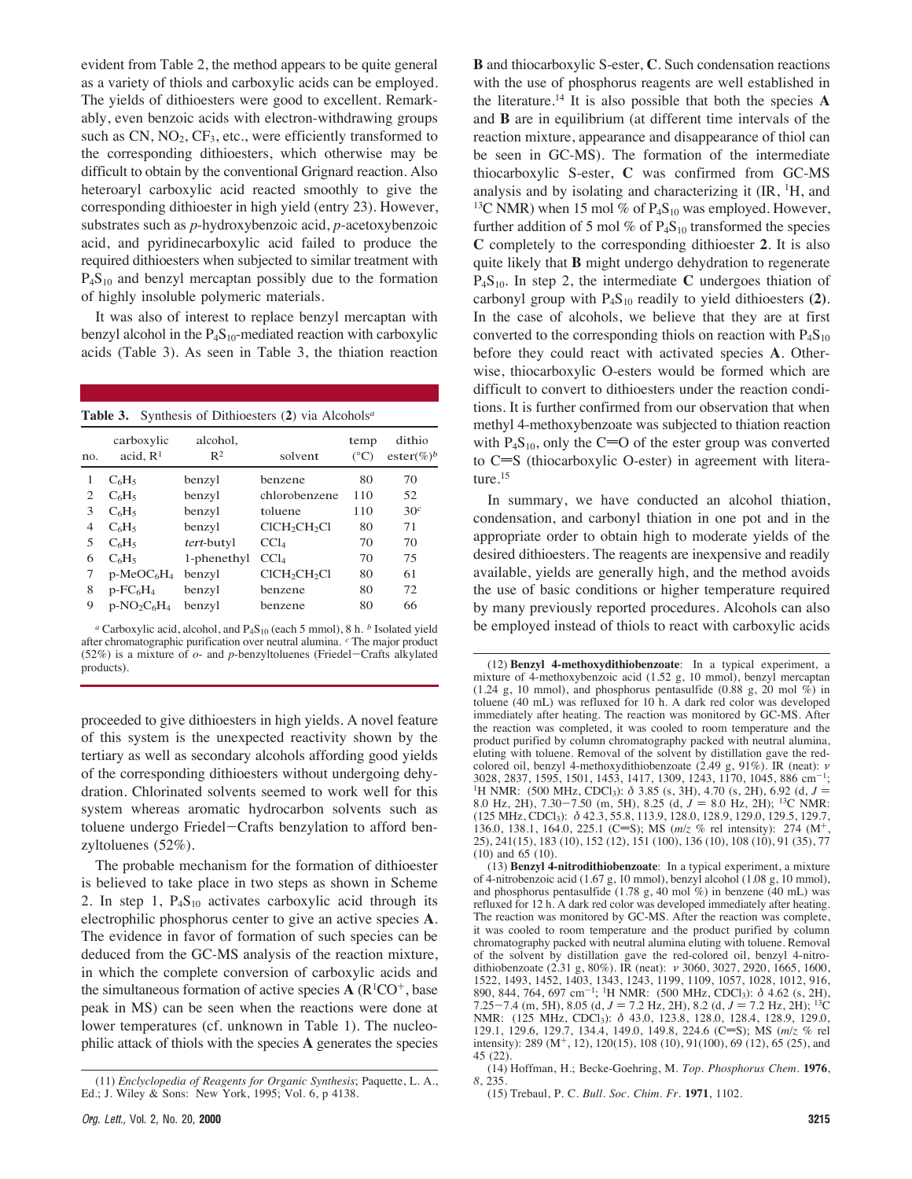evident from Table 2, the method appears to be quite general as a variety of thiols and carboxylic acids can be employed. The yields of dithioesters were good to excellent. Remarkably, even benzoic acids with electron-withdrawing groups such as CN, $NO_2$, $CF_3$, etc., were efficiently transformed to the corresponding dithioesters, which otherwise may be difficult to obtain by the conventional Grignard reaction. Also heteroaryl carboxylic acid reacted smoothly to give the corresponding dithioester in high yield (entry 23). However, substrates such as *p*-hydroxybenzoic acid, *p*-acetoxybenzoic acid, and pyridinecarboxylic acid failed to produce the required dithioesters when subjected to similar treatment with $P_4S_{10}$ and benzyl mercaptan possibly due to the formation of highly insoluble polymeric materials.

It was also of interest to replace benzyl mercaptan with benzyl alcohol in the $P_4S_{10}$-mediated reaction with carboxylic acids (Table 3). As seen in Table 3, the thiation reaction proceeded to give dithioesters in high yields. A novel feature of this system is the unexpected reactivity shown by the tertiary as well as secondary alcohols affording good yields of the corresponding dithioesters without undergoing dehydration. Chlorinated solvents seemed to work well for this system whereas aromatic hydrocarbon solvents such as toluene undergo Friedel−Crafts benzylation to afford benzyltoluenes (52%).

**Table 3.** Synthesis of Dithioesters (**2**) via Alcohols[a]

| no. | carboxylic acid, $R^1$ | alcohol, $R^2$ | solvent | temp (°C) | dithio ester(%)[b] |
|---|---|---|---|---|---|
| 1 | $C_6H_5$ | benzyl | benzene | 80 | 70 |
| 2 | $C_6H_5$ | benzyl | chlorobenzene | 110 | 52 |
| 3 | $C_6H_5$ | benzyl | toluene | 110 | 30[c] |
| 4 | $C_6H_5$ | benzyl | $ClCH_2CH_2Cl$ | 80 | 71 |
| 5 | $C_6H_5$ | *tert*-butyl | $CCl_4$ | 70 | 70 |
| 6 | $C_6H_5$ | 1-phenethyl | $CCl_4$ | 70 | 75 |
| 7 | p-$MeOC_6H_4$ | benzyl | $ClCH_2CH_2Cl$ | 80 | 61 |
| 8 | p-$FC_6H_4$ | benzyl | benzene | 80 | 72 |
| 9 | p-$NO_2C_6H_4$ | benzyl | benzene | 80 | 66 |

[a] Carboxylic acid, alcohol, and $P_4S_{10}$ (each 5 mmol), 8 h. [b] Isolated yield after chromatographic purification over neutral alumina. [c] The major product (52%) is a mixture of *o*- and *p*-benzyltoluenes (Friedel−Crafts alkylated products).

The probable mechanism for the formation of dithioester is believed to take place in two steps as shown in Scheme 2. In step 1, $P_4S_{10}$ activates carboxylic acid through its electrophilic phosphorus center to give an active species **A**. The evidence in favor of formation of such species can be deduced from the GC-MS analysis of the reaction mixture, in which the complete conversion of carboxylic acids and the simultaneous formation of active species **A** ($R^1CO^+$, base peak in MS) can be seen when the reactions were done at lower temperatures (cf. unknown in Table 1). The nucleophilic attack of thiols with the species **A** generates the species **B** and thiocarboxylic S-ester, **C**. Such condensation reactions with the use of phosphorus reagents are well established in the literature.[14] It is also possible that both the species **A** and **B** are in equilibrium (at different time intervals of the reaction mixture, appearance and disappearance of thiol can be seen in GC-MS). The formation of the intermediate thiocarboxylic S-ester, **C** was confirmed from GC-MS analysis and by isolating and characterizing it (IR, $^1$H, and $^{13}$C NMR) when 15 mol % of $P_4S_{10}$ was employed. However, further addition of 5 mol % of $P_4S_{10}$ transformed the species **C** completely to the corresponding dithioester **2**. It is also quite likely that **B** might undergo dehydration to regenerate $P_4S_{10}$. In step 2, the intermediate **C** undergoes thiation of carbonyl group with $P_4S_{10}$ readily to yield dithioesters (**2**). In the case of alcohols, we believe that they are at first converted to the corresponding thiols on reaction with $P_4S_{10}$ before they could react with activated species **A**. Otherwise, thiocarboxylic O-esters would be formed which are difficult to convert to dithioesters under the reaction conditions. It is further confirmed from our observation that when methyl 4-methoxybenzoate was subjected to thiation reaction with $P_4S_{10}$, only the C=O of the ester group was converted to C=S (thiocarboxylic O-ester) in agreement with literature.[15]

In summary, we have conducted an alcohol thiation, condensation, and carbonyl thiation in one pot and in the appropriate order to obtain high to moderate yields of the desired dithioesters. The reagents are inexpensive and readily available, yields are generally high, and the method avoids the use of basic conditions or higher temperature required by many previously reported procedures. Alcohols can also be employed instead of thiols to react with carboxylic acids

(11) *Enclyclopedia of Reagents for Organic Synthesis*; Paquette, L. A., Ed.; J. Wiley & Sons: New York, 1995; Vol. 6, p 4138.

(12) **Benzyl 4-methoxydithiobenzoate**: In a typical experiment, a mixture of 4-methoxybenzoic acid (1.52 g, 10 mmol), benzyl mercaptan (1.24 g, 10 mmol), and phosphorus pentasulfide (0.88 g, 20 mol %) in toluene (40 mL) was refluxed for 10 h. A dark red color was developed immediately after heating. The reaction was monitored by GC-MS. After the reaction was completed, it was cooled to room temperature and the product purified by column chromatography packed with neutral alumina, eluting with toluene. Removal of the solvent by distillation gave the red-colored oil, benzyl 4-methoxydithiobenzoate (2.49 g, 91%). IR (neat): $\nu$ 3028, 2837, 1595, 1501, 1453, 1417, 1309, 1243, 1170, 1045, 886 cm$^{-1}$; $^1$H NMR: (500 MHz, $CDCl_3$): $\delta$ 3.85 (s, 3H), 4.70 (s, 2H), 6.92 (d, $J$ = 8.0 Hz, 2H), 7.30−7.50 (m, 5H), 8.25 (d, $J$ = 8.0 Hz, 2H); $^{13}$C NMR: (125 MHz, $CDCl_3$): $\delta$ 42.3, 55.8, 113.9, 128.0, 128.9, 129.0, 129.5, 129.7, 136.0, 138.1, 164.0, 225.1 (C=S); MS (*m*/*z* % rel intensity): 274 (M$^+$, 25), 241(15), 183 (10), 152 (12), 151 (100), 136 (10), 108 (10), 91 (35), 77 (10) and 65 (10).

(13) **Benzyl 4-nitrodithiobenzoate**: In a typical experiment, a mixture of 4-nitrobenzoic acid (1.67 g, 10 mmol), benzyl alcohol (1.08 g, 10 mmol), and phosphorus pentasulfide (1.78 g, 40 mol %) in benzene (40 mL) was refluxed for 12 h. A dark red color was developed immediately after heating. The reaction was monitored by GC-MS. After the reaction was complete, it was cooled to room temperature and the product purified by column chromatography packed with neutral alumina eluting with toluene. Removal of the solvent by distillation gave the red-colored oil, benzyl 4-nitrodithiobenzoate (2.31 g, 80%). IR (neat): $\nu$ 3060, 3027, 2920, 1665, 1600, 1522, 1493, 1452, 1403, 1343, 1243, 1199, 1109, 1057, 1028, 1012, 916, 890, 844, 764, 697 cm$^{-1}$; $^1$H NMR: (500 MHz, $CDCl_3$): $\delta$ 4.62 (s, 2H), 7.25−7.4 (m, 5H), 8.05 (d, $J$ = 7.2 Hz, 2H), 8.2 (d, $J$ = 7.2 Hz, 2H); $^{13}$C NMR: (125 MHz, $CDCl_3$): $\delta$ 43.0, 123.8, 128.0, 128.4, 128.9, 129.0, 129.1, 129.6, 129.7, 134.4, 149.0, 149.8, 224.6 (C=S); MS (*m*/*z* % rel intensity): 289 (M$^+$, 12), 120(15), 108 (10), 91(100), 69 (12), 65 (25), and 45 (22).

(14) Hoffman, H.; Becke-Goehring, M. *Top. Phosphorus Chem.* **1976**, *8*, 235.

(15) Trebaul, P. C. *Bull. Soc. Chim. Fr.* **1971**, 1102.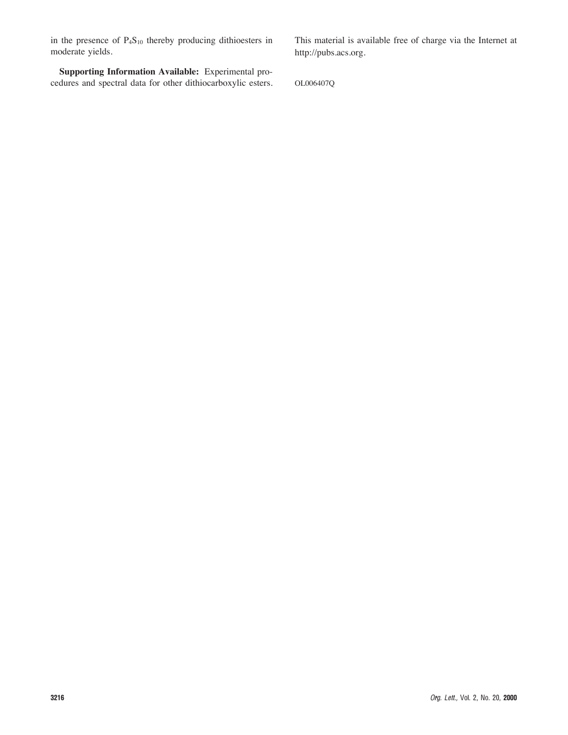in the presence of $P_4S_{10}$ thereby producing dithioesters in moderate yields.

**Supporting Information Available:** Experimental procedures and spectral data for other dithiocarboxylic esters. This material is available free of charge via the Internet at http://pubs.acs.org.

OL006407Q